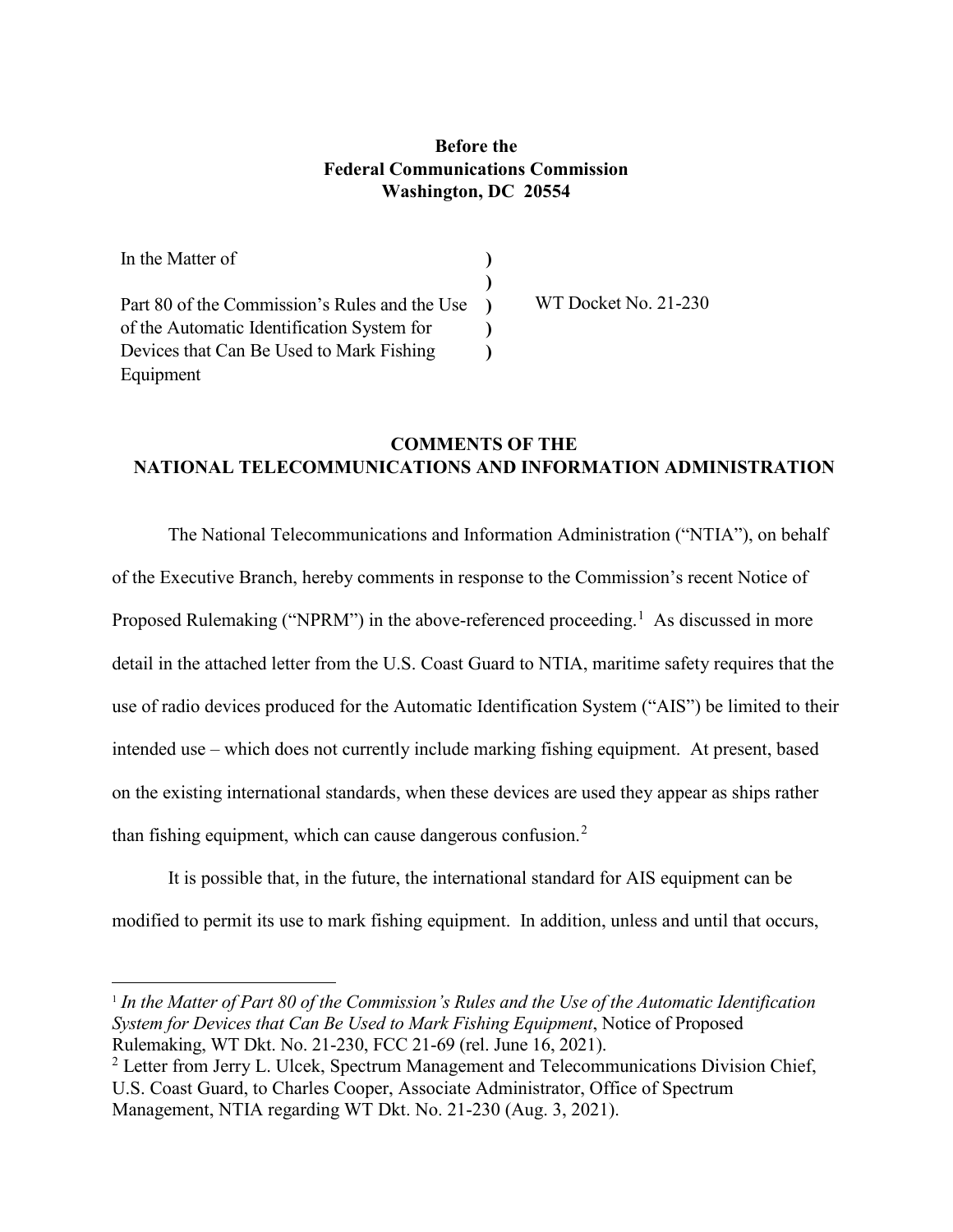**Before the**
**Federal Communications Commission**
**Washington, DC 20554**

| | | |
|---|---|---|
| In the Matter of | ) | |
| | ) | |
| Part 80 of the Commission's Rules and the Use of the Automatic Identification System for Devices that Can Be Used to Mark Fishing Equipment | ) ) ) | WT Docket No. 21-230 |

## COMMENTS OF THE NATIONAL TELECOMMUNICATIONS AND INFORMATION ADMINISTRATION

The National Telecommunications and Information Administration ("NTIA"), on behalf of the Executive Branch, hereby comments in response to the Commission's recent Notice of Proposed Rulemaking ("NPRM") in the above-referenced proceeding.[1] As discussed in more detail in the attached letter from the U.S. Coast Guard to NTIA, maritime safety requires that the use of radio devices produced for the Automatic Identification System ("AIS") be limited to their intended use – which does not currently include marking fishing equipment. At present, based on the existing international standards, when these devices are used they appear as ships rather than fishing equipment, which can cause dangerous confusion.[2]

It is possible that, in the future, the international standard for AIS equipment can be modified to permit its use to mark fishing equipment. In addition, unless and until that occurs,

---

[1] *In the Matter of Part 80 of the Commission's Rules and the Use of the Automatic Identification System for Devices that Can Be Used to Mark Fishing Equipment*, Notice of Proposed Rulemaking, WT Dkt. No. 21-230, FCC 21-69 (rel. June 16, 2021).

[2] Letter from Jerry L. Ulcek, Spectrum Management and Telecommunications Division Chief, U.S. Coast Guard, to Charles Cooper, Associate Administrator, Office of Spectrum Management, NTIA regarding WT Dkt. No. 21-230 (Aug. 3, 2021).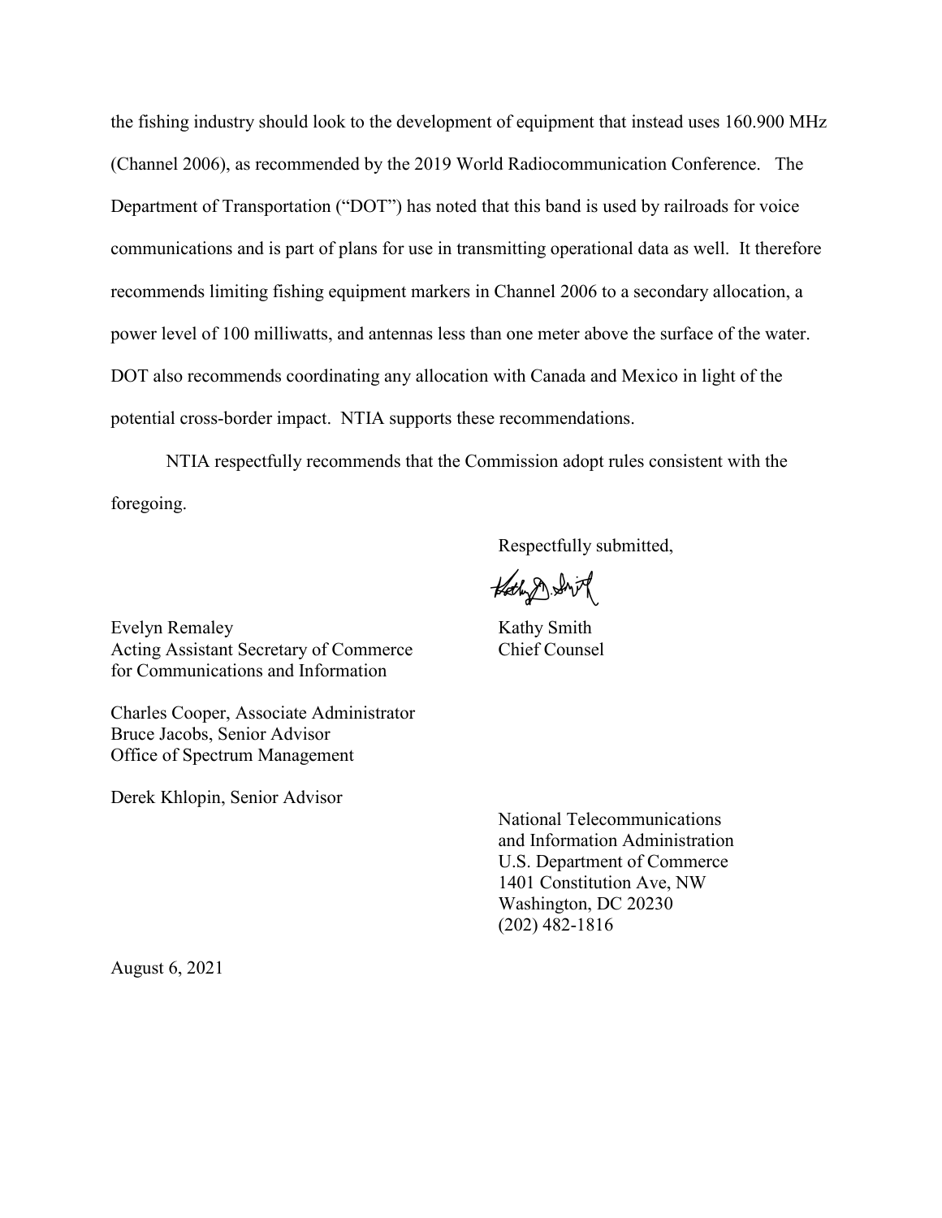the fishing industry should look to the development of equipment that instead uses 160.900 MHz (Channel 2006), as recommended by the 2019 World Radiocommunication Conference. The Department of Transportation ("DOT") has noted that this band is used by railroads for voice communications and is part of plans for use in transmitting operational data as well. It therefore recommends limiting fishing equipment markers in Channel 2006 to a secondary allocation, a power level of 100 milliwatts, and antennas less than one meter above the surface of the water. DOT also recommends coordinating any allocation with Canada and Mexico in light of the potential cross-border impact. NTIA supports these recommendations.

NTIA respectfully recommends that the Commission adopt rules consistent with the foregoing.

Respectfully submitted,

Kathy Smith
Chief Counsel

Evelyn Remaley
Acting Assistant Secretary of Commerce
for Communications and Information

Charles Cooper, Associate Administrator
Bruce Jacobs, Senior Advisor
Office of Spectrum Management

Derek Khlopin, Senior Advisor

National Telecommunications
and Information Administration
U.S. Department of Commerce
1401 Constitution Ave, NW
Washington, DC 20230
(202) 482-1816

August 6, 2021